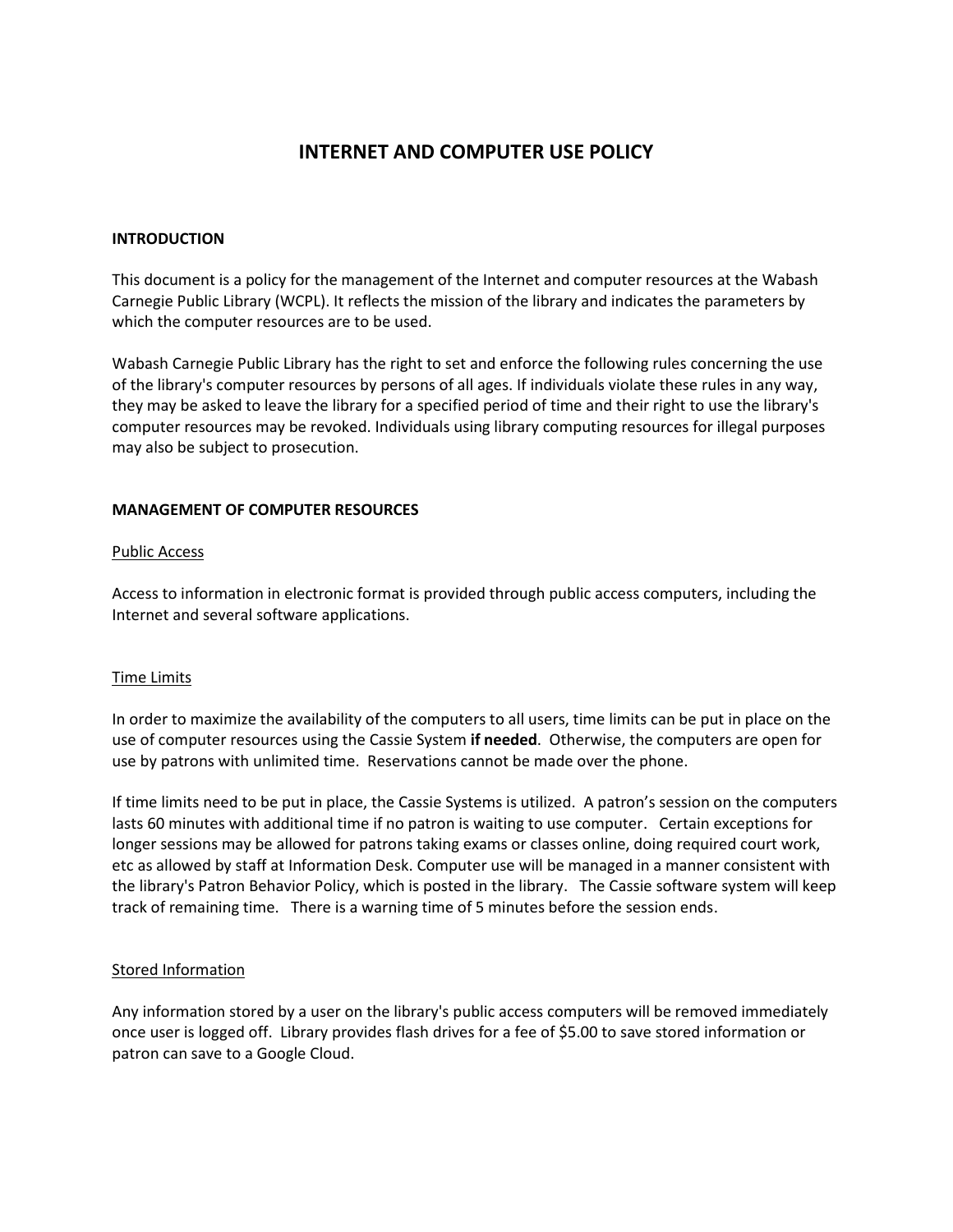# INTERNET AND COMPUTER USE POLICY

## INTRODUCTION

This document is a policy for the management of the Internet and computer resources at the Wabash Carnegie Public Library (WCPL). It reflects the mission of the library and indicates the parameters by which the computer resources are to be used.

Wabash Carnegie Public Library has the right to set and enforce the following rules concerning the use of the library's computer resources by persons of all ages. If individuals violate these rules in any way, they may be asked to leave the library for a specified period of time and their right to use the library's computer resources may be revoked. Individuals using library computing resources for illegal purposes may also be subject to prosecution.

## MANAGEMENT OF COMPUTER RESOURCES

### Public Access

Access to information in electronic format is provided through public access computers, including the Internet and several software applications.

### Time Limits

In order to maximize the availability of the computers to all users, time limits can be put in place on the use of computer resources using the Cassie System **if needed**. Otherwise, the computers are open for use by patrons with unlimited time. Reservations cannot be made over the phone.

If time limits need to be put in place, the Cassie Systems is utilized. A patron's session on the computers lasts 60 minutes with additional time if no patron is waiting to use computer. Certain exceptions for longer sessions may be allowed for patrons taking exams or classes online, doing required court work, etc as allowed by staff at Information Desk. Computer use will be managed in a manner consistent with the library's Patron Behavior Policy, which is posted in the library. The Cassie software system will keep track of remaining time. There is a warning time of 5 minutes before the session ends.

### Stored Information

Any information stored by a user on the library's public access computers will be removed immediately once user is logged off. Library provides flash drives for a fee of $5.00 to save stored information or patron can save to a Google Cloud.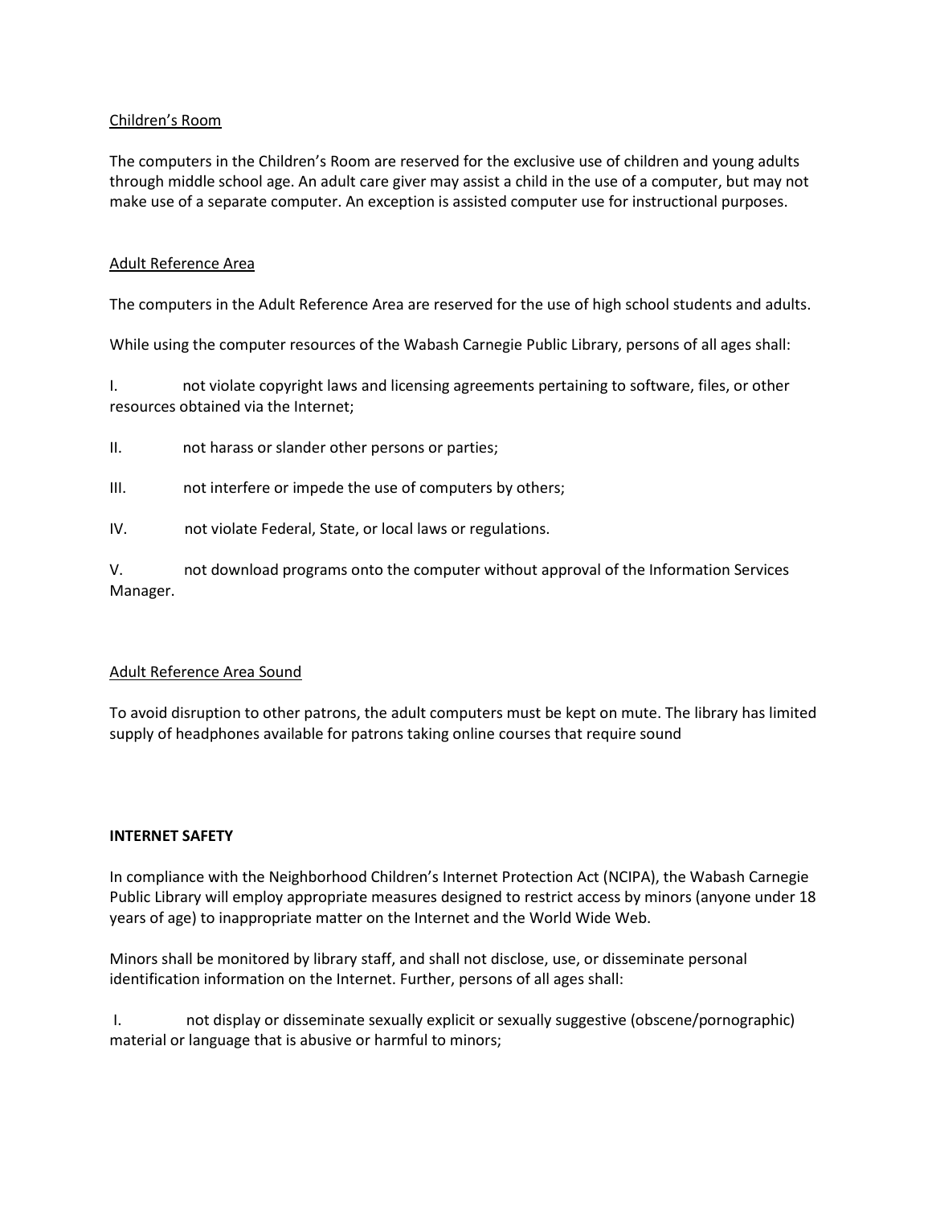<u>Children's Room</u>

The computers in the Children's Room are reserved for the exclusive use of children and young adults through middle school age. An adult care giver may assist a child in the use of a computer, but may not make use of a separate computer. An exception is assisted computer use for instructional purposes.

<u>Adult Reference Area</u>

The computers in the Adult Reference Area are reserved for the use of high school students and adults.

While using the computer resources of the Wabash Carnegie Public Library, persons of all ages shall:

I. not violate copyright laws and licensing agreements pertaining to software, files, or other resources obtained via the Internet;

II. not harass or slander other persons or parties;

III. not interfere or impede the use of computers by others;

IV. not violate Federal, State, or local laws or regulations.

V. not download programs onto the computer without approval of the Information Services Manager.

<u>Adult Reference Area Sound</u>

To avoid disruption to other patrons, the adult computers must be kept on mute. The library has limited supply of headphones available for patrons taking online courses that require sound

**INTERNET SAFETY**

In compliance with the Neighborhood Children's Internet Protection Act (NCIPA), the Wabash Carnegie Public Library will employ appropriate measures designed to restrict access by minors (anyone under 18 years of age) to inappropriate matter on the Internet and the World Wide Web.

Minors shall be monitored by library staff, and shall not disclose, use, or disseminate personal identification information on the Internet. Further, persons of all ages shall:

I. not display or disseminate sexually explicit or sexually suggestive (obscene/pornographic) material or language that is abusive or harmful to minors;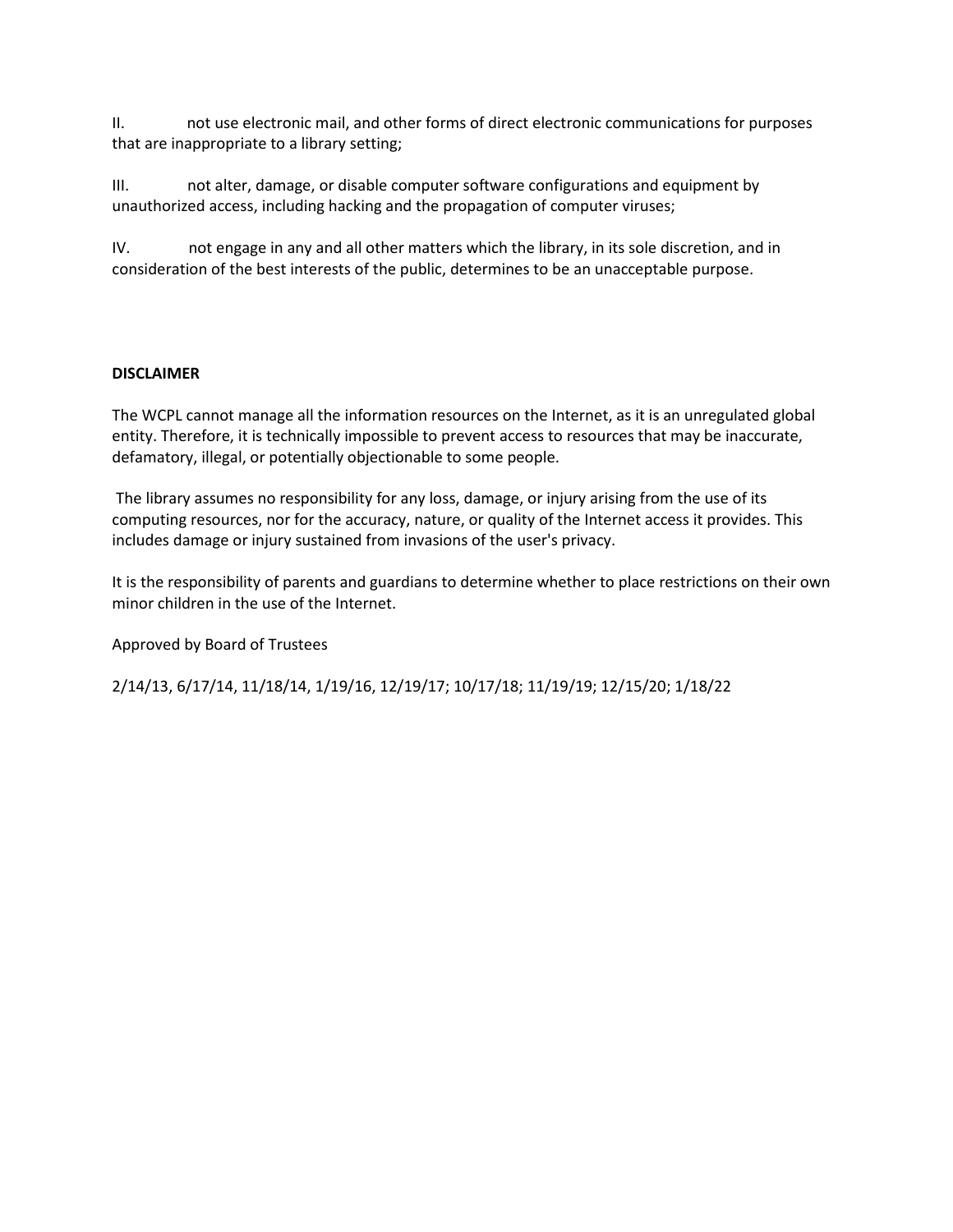II. not use electronic mail, and other forms of direct electronic communications for purposes that are inappropriate to a library setting;

III. not alter, damage, or disable computer software configurations and equipment by unauthorized access, including hacking and the propagation of computer viruses;

IV. not engage in any and all other matters which the library, in its sole discretion, and in consideration of the best interests of the public, determines to be an unacceptable purpose.

**DISCLAIMER**

The WCPL cannot manage all the information resources on the Internet, as it is an unregulated global entity. Therefore, it is technically impossible to prevent access to resources that may be inaccurate, defamatory, illegal, or potentially objectionable to some people.

The library assumes no responsibility for any loss, damage, or injury arising from the use of its computing resources, nor for the accuracy, nature, or quality of the Internet access it provides. This includes damage or injury sustained from invasions of the user's privacy.

It is the responsibility of parents and guardians to determine whether to place restrictions on their own minor children in the use of the Internet.

Approved by Board of Trustees

2/14/13, 6/17/14, 11/18/14, 1/19/16, 12/19/17; 10/17/18; 11/19/19; 12/15/20; 1/18/22